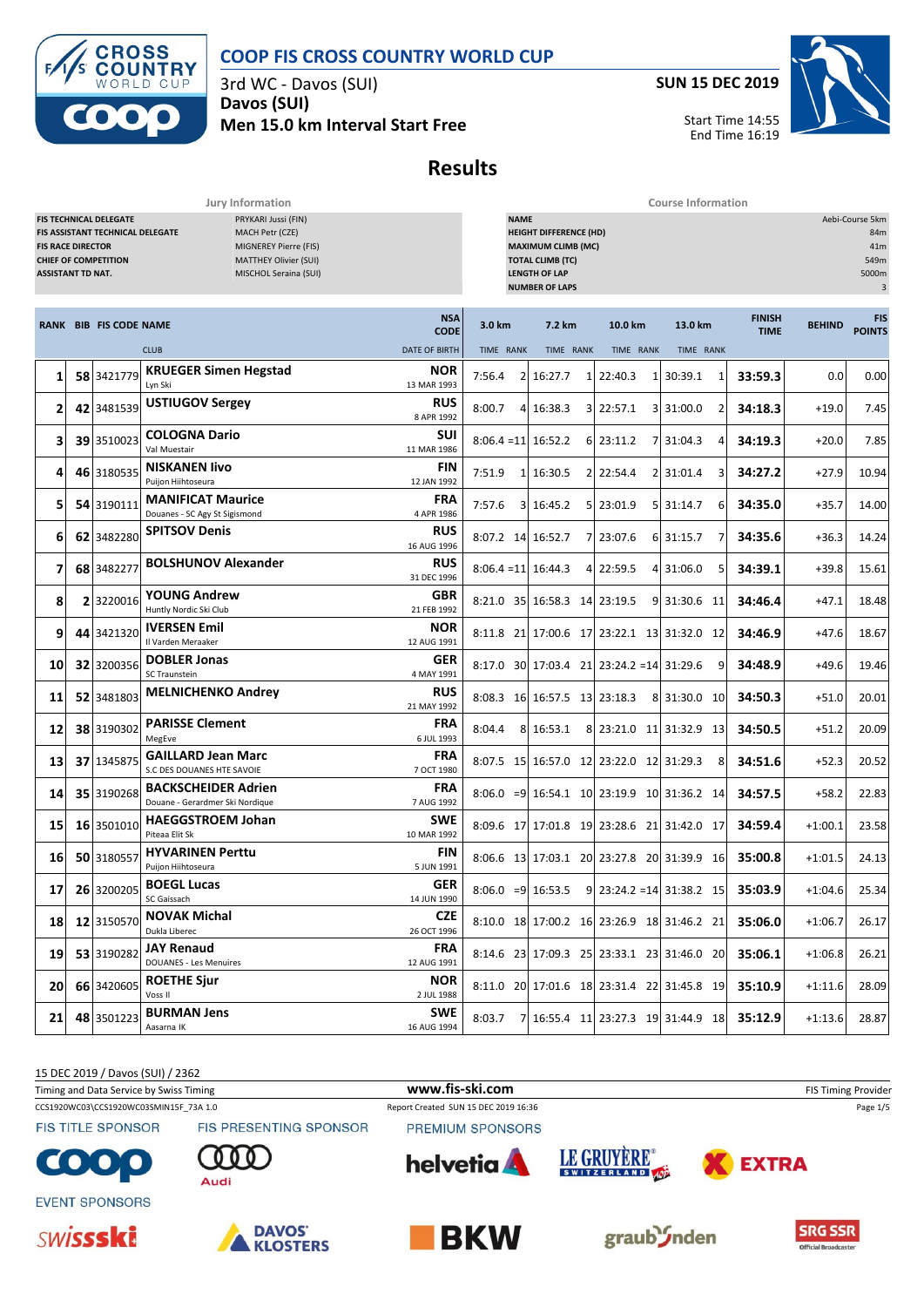# COOP FIS CROSS COUNTRY WORLD CUP

3rd WC - Davos (SUI)

**Davos (SUI)**

**Men 15.0 km Interval Start Free**

**SUN 15 DEC 2019**

Start Time 14:55
End Time 16:19

## Results

| Jury Information | |
|---|---|
| FIS TECHNICAL DELEGATE | PRYKARI Jussi (FIN) |
| FIS ASSISTANT TECHNICAL DELEGATE | MACH Petr (CZE) |
| FIS RACE DIRECTOR | MIGNEREY Pierre (FIS) |
| CHIEF OF COMPETITION | MATTHEY Olivier (SUI) |
| ASSISTANT TD NAT. | MISCHOL Seraina (SUI) |

| Course Information | |
|---|---|
| NAME | Aebi-Course 5km |
| HEIGHT DIFFERENCE (HD) | 84m |
| MAXIMUM CLIMB (MC) | 41m |
| TOTAL CLIMB (TC) | 549m |
| LENGTH OF LAP | 5000m |
| NUMBER OF LAPS | 3 |

| RANK | BIB | FIS CODE | NAME / CLUB | NSA CODE / DATE OF BIRTH | 3.0 km TIME | RANK | 7.2 km TIME | RANK | 10.0 km TIME | RANK | 13.0 km TIME | RANK | FINISH TIME | BEHIND | FIS POINTS |
|---|---|---|---|---|---|---|---|---|---|---|---|---|---|---|---|
| 1 | 58 | 3421779 | **KRUEGER Simen Hegstad** Lyn Ski | **NOR** 13 MAR 1993 | 7:56.4 | 2 | 16:27.7 | 1 | 22:40.3 | 1 | 30:39.1 | 1 | **33:59.3** | 0.0 | 0.00 |
| 2 | 42 | 3481539 | **USTIUGOV Sergey** | **RUS** 8 APR 1992 | 8:00.7 | 4 | 16:38.3 | 3 | 22:57.1 | 3 | 31:00.0 | 2 | **34:18.3** | +19.0 | 7.45 |
| 3 | 39 | 3510023 | **COLOGNA Dario** Val Muestair | **SUI** 11 MAR 1986 | 8:06.4 | =11 | 16:52.2 | 6 | 23:11.2 | 7 | 31:04.3 | 4 | **34:19.3** | +20.0 | 7.85 |
| 4 | 46 | 3180535 | **NISKANEN Iivo** Puijon Hiihtoseura | **FIN** 12 JAN 1992 | 7:51.9 | 1 | 16:30.5 | 2 | 22:54.4 | 2 | 31:01.4 | 3 | **34:27.2** | +27.9 | 10.94 |
| 5 | 54 | 3190111 | **MANIFICAT Maurice** Douanes - SC Agy St Sigismond | **FRA** 4 APR 1986 | 7:57.6 | 3 | 16:45.2 | 5 | 23:01.9 | 5 | 31:14.7 | 6 | **34:35.0** | +35.7 | 14.00 |
| 6 | 62 | 3482280 | **SPITSOV Denis** | **RUS** 16 AUG 1996 | 8:07.2 | 14 | 16:52.7 | 7 | 23:07.6 | 6 | 31:15.7 | 7 | **34:35.6** | +36.3 | 14.24 |
| 7 | 68 | 3482277 | **BOLSHUNOV Alexander** | **RUS** 31 DEC 1996 | 8:06.4 | =11 | 16:44.3 | 4 | 22:59.5 | 4 | 31:06.0 | 5 | **34:39.1** | +39.8 | 15.61 |
| 8 | 2 | 3220016 | **YOUNG Andrew** Huntly Nordic Ski Club | **GBR** 21 FEB 1992 | 8:21.0 | 35 | 16:58.3 | 14 | 23:19.5 | 9 | 31:30.6 | 11 | **34:46.4** | +47.1 | 18.48 |
| 9 | 44 | 3421320 | **IVERSEN Emil** Il Varden Meraaker | **NOR** 12 AUG 1991 | 8:11.8 | 21 | 17:00.6 | 17 | 23:22.1 | 13 | 31:32.0 | 12 | **34:46.9** | +47.6 | 18.67 |
| 10 | 32 | 3200356 | **DOBLER Jonas** SC Traunstein | **GER** 4 MAY 1991 | 8:17.0 | 30 | 17:03.4 | 21 | 23:24.2 | =14 | 31:29.6 | 9 | **34:48.9** | +49.6 | 19.46 |
| 11 | 52 | 3481803 | **MELNICHENKO Andrey** | **RUS** 21 MAY 1992 | 8:08.3 | 16 | 16:57.5 | 13 | 23:18.3 | 8 | 31:30.0 | 10 | **34:50.3** | +51.0 | 20.01 |
| 12 | 38 | 3190302 | **PARISSE Clement** MegEve | **FRA** 6 JUL 1993 | 8:04.4 | 8 | 16:53.1 | 8 | 23:21.0 | 11 | 31:32.9 | 13 | **34:50.5** | +51.2 | 20.09 |
| 13 | 37 | 1345875 | **GAILLARD Jean Marc** S.C DES DOUANES HTE SAVOIE | **FRA** 7 OCT 1980 | 8:07.5 | 15 | 16:57.0 | 12 | 23:22.0 | 12 | 31:29.3 | 8 | **34:51.6** | +52.3 | 20.52 |
| 14 | 35 | 3190268 | **BACKSCHEIDER Adrien** Douane - Gerardmer Ski Nordique | **FRA** 7 AUG 1992 | 8:06.0 | =9 | 16:54.1 | 10 | 23:19.9 | 10 | 31:36.2 | 14 | **34:57.5** | +58.2 | 22.83 |
| 15 | 16 | 3501010 | **HAEGGSTROEM Johan** Piteaa Elit Sk | **SWE** 10 MAR 1992 | 8:09.6 | 17 | 17:01.8 | 19 | 23:28.6 | 21 | 31:42.0 | 17 | **34:59.4** | +1:00.1 | 23.58 |
| 16 | 50 | 3180557 | **HYVARINEN Perttu** Puijon Hiihtoseura | **FIN** 5 JUN 1991 | 8:06.6 | 13 | 17:03.1 | 20 | 23:27.8 | 20 | 31:39.9 | 16 | **35:00.8** | +1:01.5 | 24.13 |
| 17 | 26 | 3200205 | **BOEGL Lucas** SC Gaissach | **GER** 14 JUN 1990 | 8:06.0 | =9 | 16:53.5 | 9 | 23:24.2 | =14 | 31:38.2 | 15 | **35:03.9** | +1:04.6 | 25.34 |
| 18 | 12 | 3150570 | **NOVAK Michal** Dukla Liberec | **CZE** 26 OCT 1996 | 8:10.0 | 18 | 17:00.2 | 16 | 23:26.9 | 18 | 31:46.2 | 21 | **35:06.0** | +1:06.7 | 26.17 |
| 19 | 53 | 3190282 | **JAY Renaud** DOUANES - Les Menuires | **FRA** 12 AUG 1991 | 8:14.6 | 23 | 17:09.3 | 25 | 23:33.1 | 23 | 31:46.0 | 20 | **35:06.1** | +1:06.8 | 26.21 |
| 20 | 66 | 3420605 | **ROETHE Sjur** Voss II | **NOR** 2 JUL 1988 | 8:11.0 | 20 | 17:01.6 | 18 | 23:31.4 | 22 | 31:45.8 | 19 | **35:10.9** | +1:11.6 | 28.09 |
| 21 | 48 | 3501223 | **BURMAN Jens** Aasarna IK | **SWE** 16 AUG 1994 | 8:03.7 | 7 | 16:55.4 | 11 | 23:27.3 | 19 | 31:44.9 | 18 | **35:12.9** | +1:13.6 | 28.87 |

15 DEC 2019 / Davos (SUI) / 2362

Timing and Data Service by Swiss Timing — www.fis-ski.com — FIS Timing Provider

CCS1920WC03\CCS1920WC03SMIN15F_73A 1.0 — Report Created SUN 15 DEC 2019 16:36

FIS TITLE SPONSOR — FIS PRESENTING SPONSOR — PREMIUM SPONSORS

EVENT SPONSORS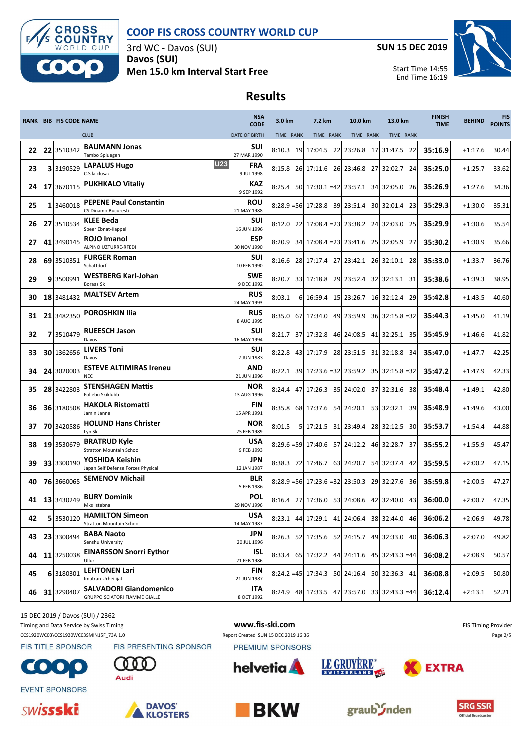# COOP FIS CROSS COUNTRY WORLD CUP

3rd WC - Davos (SUI)

**Davos (SUI)**

**Men 15.0 km Interval Start Free**

**SUN 15 DEC 2019**

Start Time 14:55
End Time 16:19

## Results

| RANK | BIB | FIS CODE | NAME / CLUB | NSA CODE / DATE OF BIRTH | 3.0 km TIME | RANK | 7.2 km TIME | RANK | 10.0 km TIME | RANK | 13.0 km TIME | RANK | FINISH TIME | BEHIND | FIS POINTS |
|---|---|---|---|---|---|---|---|---|---|---|---|---|---|---|---|
| 22 | 22 | 3510342 | **BAUMANN Jonas** Tambo Spluegen | SUI 27 MAR 1990 | 8:10.3 | 19 | 17:04.5 | 22 | 23:26.8 | 17 | 31:47.5 | 22 | **35:16.9** | +1:17.6 | 30.44 |
| 23 | 3 | 3190529 | **LAPALUS Hugo** U23 C.S la clusaz | FRA 9 JUL 1998 | 8:15.8 | 26 | 17:11.6 | 26 | 23:46.8 | 27 | 32:02.7 | 24 | **35:25.0** | +1:25.7 | 33.62 |
| 24 | 17 | 3670115 | **PUKHKALO Vitaliy** | KAZ 9 SEP 1992 | 8:25.4 | 50 | 17:30.1 | =42 | 23:57.1 | 34 | 32:05.0 | 26 | **35:26.9** | +1:27.6 | 34.36 |
| 25 | 1 | 3460018 | **PEPENE Paul Constantin** CS Dinamo Bucuresti | ROU 21 MAY 1988 | 8:28.9 | =56 | 17:28.8 | 39 | 23:51.4 | 30 | 32:01.4 | 23 | **35:29.3** | +1:30.0 | 35.31 |
| 26 | 27 | 3510534 | **KLEE Beda** Speer Ebnat-Kappel | SUI 16 JUN 1996 | 8:12.0 | 22 | 17:08.4 | =23 | 23:38.2 | 24 | 32:03.0 | 25 | **35:29.9** | +1:30.6 | 35.54 |
| 27 | 41 | 3490145 | **ROJO Imanol** ALPINO UZTURRE-RFEDI | ESP 30 NOV 1990 | 8:20.9 | 34 | 17:08.4 | =23 | 23:41.6 | 25 | 32:05.9 | 27 | **35:30.2** | +1:30.9 | 35.66 |
| 28 | 69 | 3510351 | **FURGER Roman** Schattdorf | SUI 10 FEB 1990 | 8:16.6 | 28 | 17:17.4 | 27 | 23:42.1 | 26 | 32:10.1 | 28 | **35:33.0** | +1:33.7 | 36.76 |
| 29 | 9 | 3500991 | **WESTBERG Karl-Johan** Boraas Sk | SWE 9 DEC 1992 | 8:20.7 | 33 | 17:18.8 | 29 | 23:52.4 | 32 | 32:13.1 | 31 | **35:38.6** | +1:39.3 | 38.95 |
| 30 | 18 | 3481432 | **MALTSEV Artem** | RUS 24 MAY 1993 | 8:03.1 | 6 | 16:59.4 | 15 | 23:26.7 | 16 | 32:12.4 | 29 | **35:42.8** | +1:43.5 | 40.60 |
| 31 | 21 | 3482350 | **POROSHKIN Ilia** | RUS 8 AUG 1995 | 8:35.0 | 67 | 17:34.0 | 49 | 23:59.9 | 36 | 32:15.8 | =32 | **35:44.3** | +1:45.0 | 41.19 |
| 32 | 7 | 3510479 | **RUEESCH Jason** Davos | SUI 16 MAY 1994 | 8:21.7 | 37 | 17:32.8 | 46 | 24:08.5 | 41 | 32:25.1 | 35 | **35:45.9** | +1:46.6 | 41.82 |
| 33 | 30 | 1362656 | **LIVERS Toni** Davos | SUI 2 JUN 1983 | 8:22.8 | 43 | 17:17.9 | 28 | 23:51.5 | 31 | 32:18.8 | 34 | **35:47.0** | +1:47.7 | 42.25 |
| 34 | 24 | 3020003 | **ESTEVE ALTIMIRAS Ireneu** NEC | AND 21 JUN 1996 | 8:22.1 | 39 | 17:23.6 | =32 | 23:59.2 | 35 | 32:15.8 | =32 | **35:47.2** | +1:47.9 | 42.33 |
| 35 | 28 | 3422803 | **STENSHAGEN Mattis** Follebu Skiklubb | NOR 13 AUG 1996 | 8:24.4 | 47 | 17:26.3 | 35 | 24:02.0 | 37 | 32:31.6 | 38 | **35:48.4** | +1:49.1 | 42.80 |
| 36 | 36 | 3180508 | **HAKOLA Ristomatti** Jamin Janne | FIN 15 APR 1991 | 8:35.8 | 68 | 17:37.6 | 54 | 24:20.1 | 53 | 32:32.1 | 39 | **35:48.9** | +1:49.6 | 43.00 |
| 37 | 70 | 3420586 | **HOLUND Hans Christer** Lyn Ski | NOR 25 FEB 1989 | 8:01.5 | 5 | 17:21.5 | 31 | 23:49.4 | 28 | 32:12.5 | 30 | **35:53.7** | +1:54.4 | 44.88 |
| 38 | 19 | 3530679 | **BRATRUD Kyle** Stratton Mountain School | USA 9 FEB 1993 | 8:29.6 | =59 | 17:40.6 | 57 | 24:12.2 | 46 | 32:28.7 | 37 | **35:55.2** | +1:55.9 | 45.47 |
| 39 | 33 | 3300190 | **YOSHIDA Keishin** Japan Self Defense Forces Physical | JPN 12 JAN 1987 | 8:38.3 | 72 | 17:46.7 | 63 | 24:20.7 | 54 | 32:37.4 | 42 | **35:59.5** | +2:00.2 | 47.15 |
| 40 | 76 | 3660065 | **SEMENOV Michail** | BLR 5 FEB 1986 | 8:28.9 | =56 | 17:23.6 | =32 | 23:50.3 | 29 | 32:27.6 | 36 | **35:59.8** | +2:00.5 | 47.27 |
| 41 | 13 | 3430249 | **BURY Dominik** Mks Istebna | POL 29 NOV 1996 | 8:16.4 | 27 | 17:36.0 | 53 | 24:08.6 | 42 | 32:40.0 | 43 | **36:00.0** | +2:00.7 | 47.35 |
| 42 | 5 | 3530120 | **HAMILTON Simeon** Stratton Mountain School | USA 14 MAY 1987 | 8:23.1 | 44 | 17:29.1 | 41 | 24:06.4 | 38 | 32:44.0 | 46 | **36:06.2** | +2:06.9 | 49.78 |
| 43 | 23 | 3300494 | **BABA Naoto** Senshu University | JPN 20 JUL 1996 | 8:26.3 | 52 | 17:35.6 | 52 | 24:15.7 | 49 | 32:33.0 | 40 | **36:06.3** | +2:07.0 | 49.82 |
| 44 | 11 | 3250038 | **EINARSSON Snorri Eythor** Ullur | ISL 21 FEB 1986 | 8:33.4 | 65 | 17:32.2 | 44 | 24:11.6 | 45 | 32:43.3 | =44 | **36:08.2** | +2:08.9 | 50.57 |
| 45 | 6 | 3180301 | **LEHTONEN Lari** Imatran Urheilijat | FIN 21 JUN 1987 | 8:24.2 | =45 | 17:34.3 | 50 | 24:16.4 | 50 | 32:36.3 | 41 | **36:08.8** | +2:09.5 | 50.80 |
| 46 | 31 | 3290407 | **SALVADORI Giandomenico** GRUPPO SCIATORI FIAMME GIALLE | ITA 8 OCT 1992 | 8:24.9 | 48 | 17:33.5 | 47 | 23:57.0 | 33 | 32:43.3 | =44 | **36:12.4** | +2:13.1 | 52.21 |

15 DEC 2019 / Davos (SUI) / 2362

Timing and Data Service by Swiss Timing — www.fis-ski.com — FIS Timing Provider

CCS1920WC03\CCS1920WC03SMIN15F_73A 1.0 — Report Created SUN 15 DEC 2019 16:36

FIS TITLE SPONSOR — FIS PRESENTING SPONSOR — PREMIUM SPONSORS

EVENT SPONSORS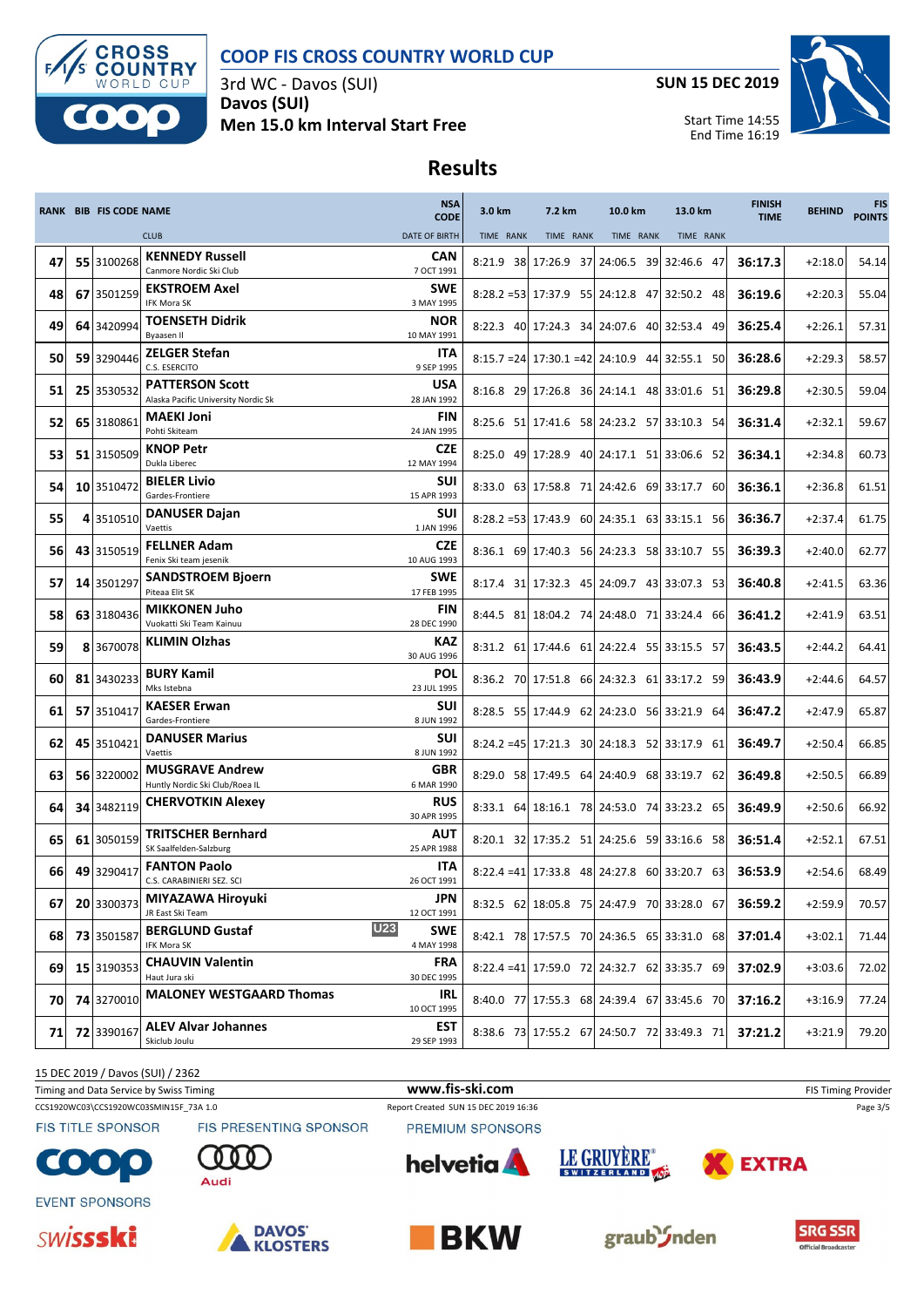# COOP FIS CROSS COUNTRY WORLD CUP

3rd WC - Davos (SUI)
**Davos (SUI)**
**Men 15.0 km Interval Start Free**

**SUN 15 DEC 2019**

Start Time 14:55
End Time 16:19

## Results

| RANK | BIB | FIS CODE | NAME / CLUB | NSA CODE / DATE OF BIRTH | 3.0 km TIME | RANK | 7.2 km TIME | RANK | 10.0 km TIME | RANK | 13.0 km TIME | RANK | FINISH TIME | BEHIND | FIS POINTS |
|---|---|---|---|---|---|---|---|---|---|---|---|---|---|---|---|
| 47 | 55 | 3100268 | **KENNEDY Russell** Canmore Nordic Ski Club | CAN 7 OCT 1991 | 8:21.9 | 38 | 17:26.9 | 37 | 24:06.5 | 39 | 32:46.6 | 47 | **36:17.3** | +2:18.0 | 54.14 |
| 48 | 67 | 3501259 | **EKSTROEM Axel** IFK Mora SK | SWE 3 MAY 1995 | 8:28.2 | =53 | 17:37.9 | 55 | 24:12.8 | 47 | 32:50.2 | 48 | **36:19.6** | +2:20.3 | 55.04 |
| 49 | 64 | 3420994 | **TOENSETH Didrik** Byaasen Il | NOR 10 MAY 1991 | 8:22.3 | 40 | 17:24.3 | 34 | 24:07.6 | 40 | 32:53.4 | 49 | **36:25.4** | +2:26.1 | 57.31 |
| 50 | 59 | 3290446 | **ZELGER Stefan** C.S. ESERCITO | ITA 9 SEP 1995 | 8:15.7 | =24 | 17:30.1 | =42 | 24:10.9 | 44 | 32:55.1 | 50 | **36:28.6** | +2:29.3 | 58.57 |
| 51 | 25 | 3530532 | **PATTERSON Scott** Alaska Pacific University Nordic Sk | USA 28 JAN 1992 | 8:16.8 | 29 | 17:26.8 | 36 | 24:14.1 | 48 | 33:01.6 | 51 | **36:29.8** | +2:30.5 | 59.04 |
| 52 | 65 | 3180861 | **MAEKI Joni** Pohti Skiteam | FIN 24 JAN 1995 | 8:25.6 | 51 | 17:41.6 | 58 | 24:23.2 | 57 | 33:10.3 | 54 | **36:31.4** | +2:32.1 | 59.67 |
| 53 | 51 | 3150509 | **KNOP Petr** Dukla Liberec | CZE 12 MAY 1994 | 8:25.0 | 49 | 17:28.9 | 40 | 24:17.1 | 51 | 33:06.6 | 52 | **36:34.1** | +2:34.8 | 60.73 |
| 54 | 10 | 3510472 | **BIELER Livio** Gardes-Frontiere | SUI 15 APR 1993 | 8:33.0 | 63 | 17:58.8 | 71 | 24:42.6 | 69 | 33:17.7 | 60 | **36:36.1** | +2:36.8 | 61.51 |
| 55 | 4 | 3510510 | **DANUSER Dajan** Vaettis | SUI 1 JAN 1996 | 8:28.2 | =53 | 17:43.9 | 60 | 24:35.1 | 63 | 33:15.1 | 56 | **36:36.7** | +2:37.4 | 61.75 |
| 56 | 43 | 3150519 | **FELLNER Adam** Fenix Ski team jesenik | CZE 10 AUG 1993 | 8:36.1 | 69 | 17:40.3 | 56 | 24:23.3 | 58 | 33:10.7 | 55 | **36:39.3** | +2:40.0 | 62.77 |
| 57 | 14 | 3501297 | **SANDSTROEM Bjoern** Piteaa Elit SK | SWE 17 FEB 1995 | 8:17.4 | 31 | 17:32.3 | 45 | 24:09.7 | 43 | 33:07.3 | 53 | **36:40.8** | +2:41.5 | 63.36 |
| 58 | 63 | 3180436 | **MIKKONEN Juho** Vuokatti Ski Team Kainuu | FIN 28 DEC 1990 | 8:44.5 | 81 | 18:04.2 | 74 | 24:48.0 | 71 | 33:24.4 | 66 | **36:41.2** | +2:41.9 | 63.51 |
| 59 | 8 | 3670078 | **KLIMIN Olzhas** | KAZ 30 AUG 1996 | 8:31.2 | 61 | 17:44.6 | 61 | 24:22.4 | 55 | 33:15.5 | 57 | **36:43.5** | +2:44.2 | 64.41 |
| 60 | 81 | 3430233 | **BURY Kamil** Mks Istebna | POL 23 JUL 1995 | 8:36.2 | 70 | 17:51.8 | 66 | 24:32.3 | 61 | 33:17.2 | 59 | **36:43.9** | +2:44.6 | 64.57 |
| 61 | 57 | 3510417 | **KAESER Erwan** Gardes-Frontiere | SUI 8 JUN 1992 | 8:28.5 | 55 | 17:44.9 | 62 | 24:23.0 | 56 | 33:21.9 | 64 | **36:47.2** | +2:47.9 | 65.87 |
| 62 | 45 | 3510421 | **DANUSER Marius** Vaettis | SUI 8 JUN 1992 | 8:24.2 | =45 | 17:21.3 | 30 | 24:18.3 | 52 | 33:17.9 | 61 | **36:49.7** | +2:50.4 | 66.85 |
| 63 | 56 | 3220002 | **MUSGRAVE Andrew** Huntly Nordic Ski Club/Roea IL | GBR 6 MAR 1990 | 8:29.0 | 58 | 17:49.5 | 64 | 24:40.9 | 68 | 33:19.7 | 62 | **36:49.8** | +2:50.5 | 66.89 |
| 64 | 34 | 3482119 | **CHERVOTKIN Alexey** | RUS 30 APR 1995 | 8:33.1 | 64 | 18:16.1 | 78 | 24:53.0 | 74 | 33:23.2 | 65 | **36:49.9** | +2:50.6 | 66.92 |
| 65 | 61 | 3050159 | **TRITSCHER Bernhard** SK Saalfelden-Salzburg | AUT 25 APR 1988 | 8:20.1 | 32 | 17:35.2 | 51 | 24:25.6 | 59 | 33:16.6 | 58 | **36:51.4** | +2:52.1 | 67.51 |
| 66 | 49 | 3290417 | **FANTON Paolo** C.S. CARABINIERI SEZ. SCI | ITA 26 OCT 1991 | 8:22.4 | =41 | 17:33.8 | 48 | 24:27.8 | 60 | 33:20.7 | 63 | **36:53.9** | +2:54.6 | 68.49 |
| 67 | 20 | 3300373 | **MIYAZAWA Hiroyuki** JR East Ski Team | JPN 12 OCT 1991 | 8:32.5 | 62 | 18:05.8 | 75 | 24:47.9 | 70 | 33:28.0 | 67 | **36:59.2** | +2:59.9 | 70.57 |
| 68 | 73 | 3501587 | **BERGLUND Gustaf** U23 IFK Mora SK | SWE 4 MAY 1998 | 8:42.1 | 78 | 17:57.5 | 70 | 24:36.5 | 65 | 33:31.0 | 68 | **37:01.4** | +3:02.1 | 71.44 |
| 69 | 15 | 3190353 | **CHAUVIN Valentin** Haut Jura ski | FRA 30 DEC 1995 | 8:22.4 | =41 | 17:59.0 | 72 | 24:32.7 | 62 | 33:35.7 | 69 | **37:02.9** | +3:03.6 | 72.02 |
| 70 | 74 | 3270010 | **MALONEY WESTGAARD Thomas** | IRL 10 OCT 1995 | 8:40.0 | 77 | 17:55.3 | 68 | 24:39.4 | 67 | 33:45.6 | 70 | **37:16.2** | +3:16.9 | 77.24 |
| 71 | 72 | 3390167 | **ALEV Alvar Johannes** Skiclub Joulu | EST 29 SEP 1993 | 8:38.6 | 73 | 17:55.2 | 67 | 24:50.7 | 72 | 33:49.3 | 71 | **37:21.2** | +3:21.9 | 79.20 |

15 DEC 2019 / Davos (SUI) / 2362

Timing and Data Service by Swiss Timing — www.fis-ski.com — FIS Timing Provider

CCS1920WC03\CCS1920WC03SMIN15F_73A 1.0 — Report Created SUN 15 DEC 2019 16:36

FIS TITLE SPONSOR: COOP — FIS PRESENTING SPONSOR: Audi — PREMIUM SPONSORS: helvetia, LE GRUYÈRE SWITZERLAND AOP, EXTRA

EVENT SPONSORS: swissski, DAVOS KLOSTERS, BKW, graubünden, SRG SSR Official Broadcaster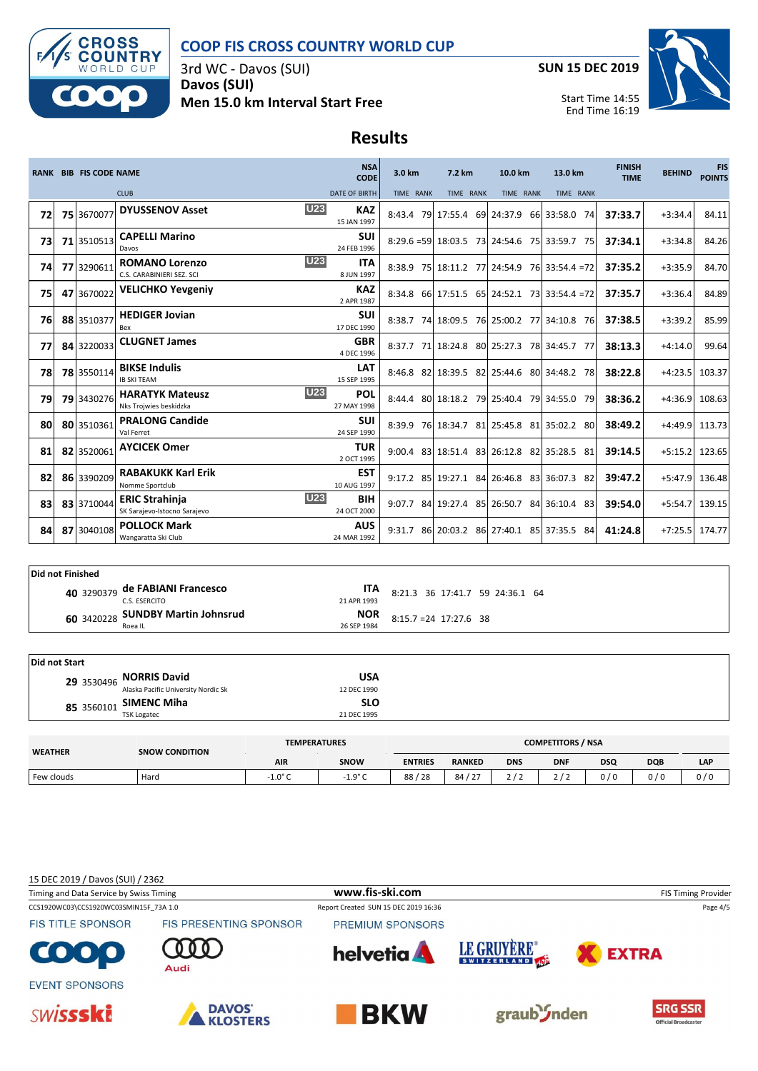# COOP FIS CROSS COUNTRY WORLD CUP

3rd WC - Davos (SUI)

**Davos (SUI)**

**Men 15.0 km Interval Start Free**

**SUN 15 DEC 2019**

Start Time 14:55
End Time 16:19

## Results

| RANK | BIB | FIS CODE | NAME / CLUB | | NSA CODE / DATE OF BIRTH | 3.0 km TIME | RANK | 7.2 km TIME | RANK | 10.0 km TIME | RANK | 13.0 km TIME | RANK | FINISH TIME | BEHIND | FIS POINTS |
|---|---|---|---|---|---|---|---|---|---|---|---|---|---|---|---|---|
| 72 | 75 | 3670077 | **DYUSSENOV Asset** | U23 | **KAZ** 15 JAN 1997 | 8:43.4 | 79 | 17:55.4 | 69 | 24:37.9 | 66 | 33:58.0 | 74 | **37:33.7** | +3:34.4 | 84.11 |
| 73 | 71 | 3510513 | **CAPELLI Marino** Davos | | **SUI** 24 FEB 1996 | 8:29.6 | =59 | 18:03.5 | 73 | 24:54.6 | 75 | 33:59.7 | 75 | **37:34.1** | +3:34.8 | 84.26 |
| 74 | 77 | 3290611 | **ROMANO Lorenzo** C.S. CARABINIERI SEZ. SCI | U23 | **ITA** 8 JUN 1997 | 8:38.9 | 75 | 18:11.2 | 77 | 24:54.9 | 76 | 33:54.4 | =72 | **37:35.2** | +3:35.9 | 84.70 |
| 75 | 47 | 3670022 | **VELICHKO Yevgeniy** | | **KAZ** 2 APR 1987 | 8:34.8 | 66 | 17:51.5 | 65 | 24:52.1 | 73 | 33:54.4 | =72 | **37:35.7** | +3:36.4 | 84.89 |
| 76 | 88 | 3510377 | **HEDIGER Jovian** Bex | | **SUI** 17 DEC 1990 | 8:38.7 | 74 | 18:09.5 | 76 | 25:00.2 | 77 | 34:10.8 | 76 | **37:38.5** | +3:39.2 | 85.99 |
| 77 | 84 | 3220033 | **CLUGNET James** | | **GBR** 4 DEC 1996 | 8:37.7 | 71 | 18:24.8 | 80 | 25:27.3 | 78 | 34:45.7 | 77 | **38:13.3** | +4:14.0 | 99.64 |
| 78 | 78 | 3550114 | **BIKSE Indulis** IB SKI TEAM | | **LAT** 15 SEP 1995 | 8:46.8 | 82 | 18:39.5 | 82 | 25:44.6 | 80 | 34:48.2 | 78 | **38:22.8** | +4:23.5 | 103.37 |
| 79 | 79 | 3430276 | **HARATYK Mateusz** Nks Trojwies beskidzka | U23 | **POL** 27 MAY 1998 | 8:44.4 | 80 | 18:18.2 | 79 | 25:40.4 | 79 | 34:55.0 | 79 | **38:36.2** | +4:36.9 | 108.63 |
| 80 | 80 | 3510361 | **PRALONG Candide** Val Ferret | | **SUI** 24 SEP 1990 | 8:39.9 | 76 | 18:34.7 | 81 | 25:45.8 | 81 | 35:02.2 | 80 | **38:49.2** | +4:49.9 | 113.73 |
| 81 | 82 | 3520061 | **AYCICEK Omer** | | **TUR** 2 OCT 1995 | 9:00.4 | 83 | 18:51.4 | 83 | 26:12.8 | 82 | 35:28.5 | 81 | **39:14.5** | +5:15.2 | 123.65 |
| 82 | 86 | 3390209 | **RABAKUKK Karl Erik** Nomme Sportclub | | **EST** 10 AUG 1997 | 9:17.2 | 85 | 19:27.1 | 84 | 26:46.8 | 83 | 36:07.3 | 82 | **39:47.2** | +5:47.9 | 136.48 |
| 83 | 83 | 3710044 | **ERIC Strahinja** SK Sarajevo-Istocno Sarajevo | U23 | **BIH** 24 OCT 2000 | 9:07.7 | 84 | 19:27.4 | 85 | 26:50.7 | 84 | 36:10.4 | 83 | **39:54.0** | +5:54.7 | 139.15 |
| 84 | 87 | 3040108 | **POLLOCK Mark** Wangaratta Ski Club | | **AUS** 24 MAR 1992 | 9:31.7 | 86 | 20:03.2 | 86 | 27:40.1 | 85 | 37:35.5 | 84 | **41:24.8** | +7:25.5 | 174.77 |

### Did not Finished

| BIB | FIS CODE | NAME / CLUB | NSA CODE / DATE OF BIRTH | 3.0 km | RANK | 7.2 km | RANK | 10.0 km | RANK |
|---|---|---|---|---|---|---|---|---|---|
| 40 | 3290379 | **de FABIANI Francesco** C.S. ESERCITO | **ITA** 21 APR 1993 | 8:21.3 | 36 | 17:41.7 | 59 | 24:36.1 | 64 |
| 60 | 3420228 | **SUNDBY Martin Johnsrud** Roea IL | **NOR** 26 SEP 1984 | 8:15.7 | =24 | 17:27.6 | 38 | | |

### Did not Start

| BIB | FIS CODE | NAME / CLUB | NSA CODE / DATE OF BIRTH |
|---|---|---|---|
| 29 | 3530496 | **NORRIS David** Alaska Pacific University Nordic Sk | **USA** 12 DEC 1990 |
| 85 | 3560101 | **SIMENC Miha** TSK Logatec | **SLO** 21 DEC 1995 |

| WEATHER | SNOW CONDITION | TEMPERATURES | | COMPETITORS / NSA | | | | | | |
|---|---|---|---|---|---|---|---|---|---|---|
| | | AIR | SNOW | ENTRIES | RANKED | DNS | DNF | DSQ | DQB | LAP |
| Few clouds | Hard | -1.0° C | -1.9° C | 88 / 28 | 84 / 27 | 2 / 2 | 2 / 2 | 0 / 0 | 0 / 0 | 0 / 0 |

15 DEC 2019 / Davos (SUI) / 2362

Timing and Data Service by Swiss Timing — www.fis-ski.com — FIS Timing Provider

CCS1920WC03\CCS1920WC03SMIN15F_73A 1.0 — Report Created SUN 15 DEC 2019 16:36

FIS TITLE SPONSOR — FIS PRESENTING SPONSOR — PREMIUM SPONSORS — EVENT SPONSORS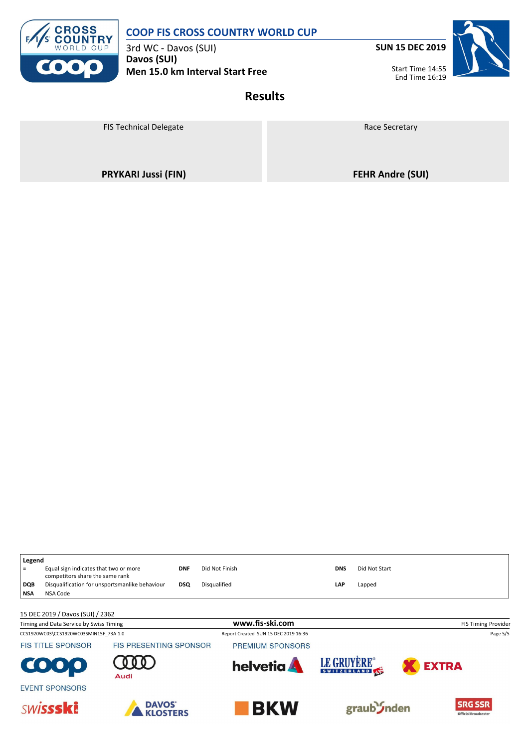# COOP FIS CROSS COUNTRY WORLD CUP

3rd WC - Davos (SUI)

**Davos (SUI)**

**Men 15.0 km Interval Start Free**

**SUN 15 DEC 2019**

Start Time 14:55
End Time 16:19

## Results

| FIS Technical Delegate | Race Secretary |
| --- | --- |
| **PRYKARI Jussi (FIN)** | **FEHR Andre (SUI)** |

**Legend**

| | | | | | |
| --- | --- | --- | --- | --- | --- |
| = | Equal sign indicates that two or more competitors share the same rank | **DNF** | Did Not Finish | **DNS** | Did Not Start |
| **DQB** | Disqualification for unsportsmanlike behaviour | **DSQ** | Disqualified | **LAP** | Lapped |
| **NSA** | NSA Code | | | | |

15 DEC 2019 / Davos (SUI) / 2362

Timing and Data Service by Swiss Timing

www.fis-ski.com

FIS Timing Provider

CCS1920WC03\CCS1920WC03SMIN15F_73A 1.0

Report Created SUN 15 DEC 2019 16:36

FIS TITLE SPONSOR

FIS PRESENTING SPONSOR

PREMIUM SPONSORS

EVENT SPONSORS